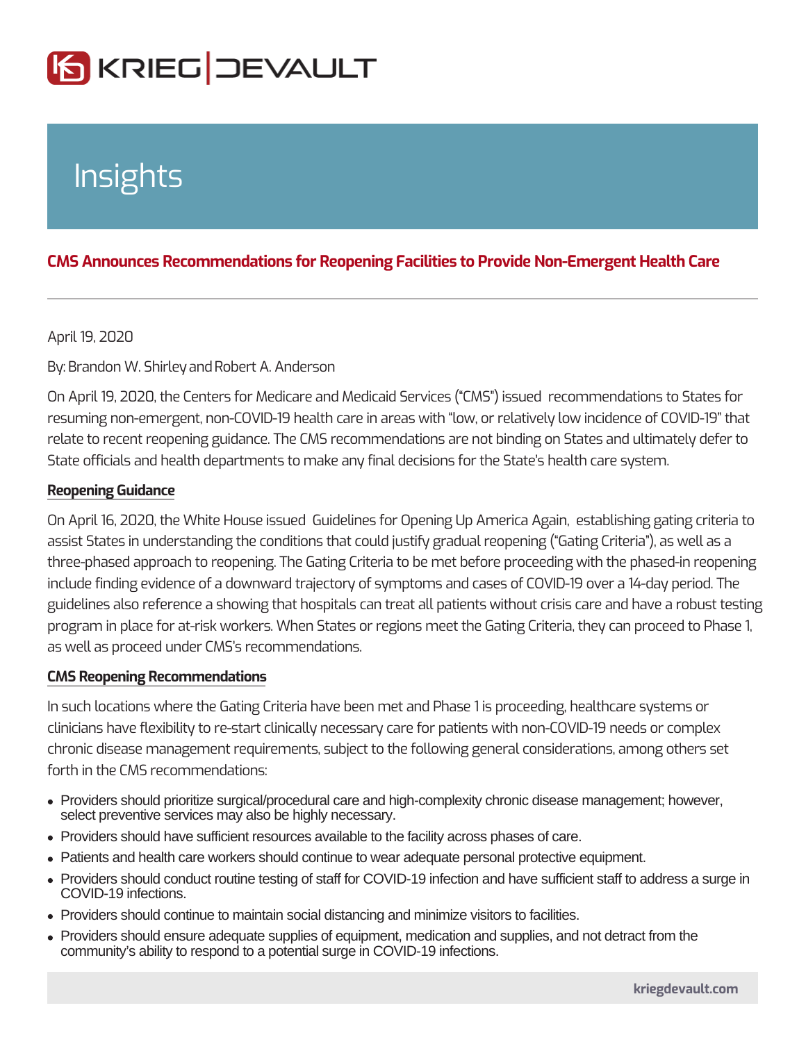# Insights

## CMS Announces Recommendations for Reopening Facilities to Provide Non-Emergent Health Care

April 19, 2020

By: Brandon W. Shirley and Robert A. Anderson

On April 19, 2020, the Centers for Medicare and Medicaid Services ("CMS") issued recommendations to States for resuming non-emergent, non-COVID-19 health care in areas with "low, or relatively low incidence of COVID-19" that relate to recent reopening guidance. The CMS recommendations are not binding on States and ultimately defer to State officials and health departments to make any final decisions for the State's health care system.

### Reopening Guidance

On April 16, 2020, the White House issued Guidelines for Opening Up America Again, establishing gating criteria to assist States in understanding the conditions that could justify gradual reopening ("Gating Criteria"), as well as a three-phased approach to reopening. The Gating Criteria to be met before proceeding with the phased-in reopening include finding evidence of a downward trajectory of symptoms and cases of COVID-19 over a 14-day period. The guidelines also reference a showing that hospitals can treat all patients without crisis care and have a robust testing program in place for at-risk workers. When States or regions meet the Gating Criteria, they can proceed to Phase 1, as well as proceed under CMS's recommendations.

### CMS Reopening Recommendations

In such locations where the Gating Criteria have been met and Phase 1 is proceeding, healthcare systems or clinicians have flexibility to re-start clinically necessary care for patients with non-COVID-19 needs or complex chronic disease management requirements, subject to the following general considerations, among others set forth in the CMS recommendations:

- Providers should prioritize surgical/procedural care and high-complexity chronic disease management; however, select preventive services may also be highly necessary.
- Providers should have sufficient resources available to the facility across phases of care.
- Patients and health care workers should continue to wear adequate personal protective equipment.
- Providers should conduct routine testing of staff for COVID-19 infection and have sufficient staff to address a surge in COVID-19 infections.
- Providers should continue to maintain social distancing and minimize visitors to facilities.
- Providers should ensure adequate supplies of equipment, medication and supplies, and not detract from the community's ability to respond to a potential surge in COVID-19 infections.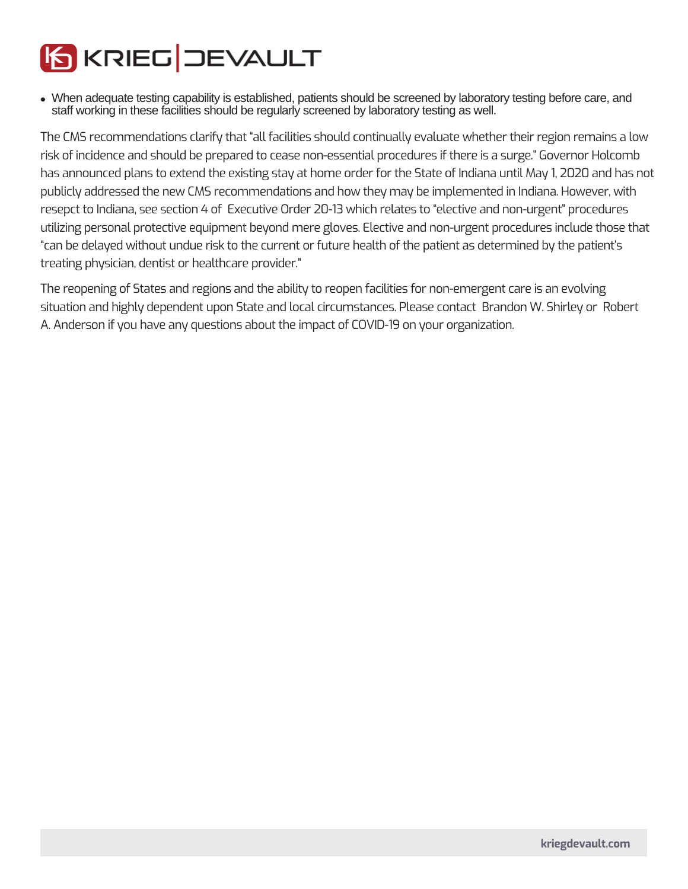- When adequate testing capability is established, patients should be screened by laboratory testing before care, and staff working in these facilities should be regularly screened by laboratory testing as well.

The CMS recommendations clarify that "all facilities should continually evaluate whether their region remains a low risk of incidence and should be prepared to cease non-essential procedures if there is a surge." Governor Holcomb has announced plans to extend the existing stay at home order for the State of Indiana until May 1, 2020 and has not publicly addressed the new CMS recommendations and how they may be implemented in Indiana. However, with resepct to Indiana, see section 4 of  Executive Order 20-13 which relates to "elective and non-urgent" procedures utilizing personal protective equipment beyond mere gloves. Elective and non-urgent procedures include those that "can be delayed without undue risk to the current or future health of the patient as determined by the patient's treating physician, dentist or healthcare provider."

The reopening of States and regions and the ability to reopen facilities for non-emergent care is an evolving situation and highly dependent upon State and local circumstances. Please contact  Brandon W. Shirley or  Robert A. Anderson if you have any questions about the impact of COVID-19 on your organization.